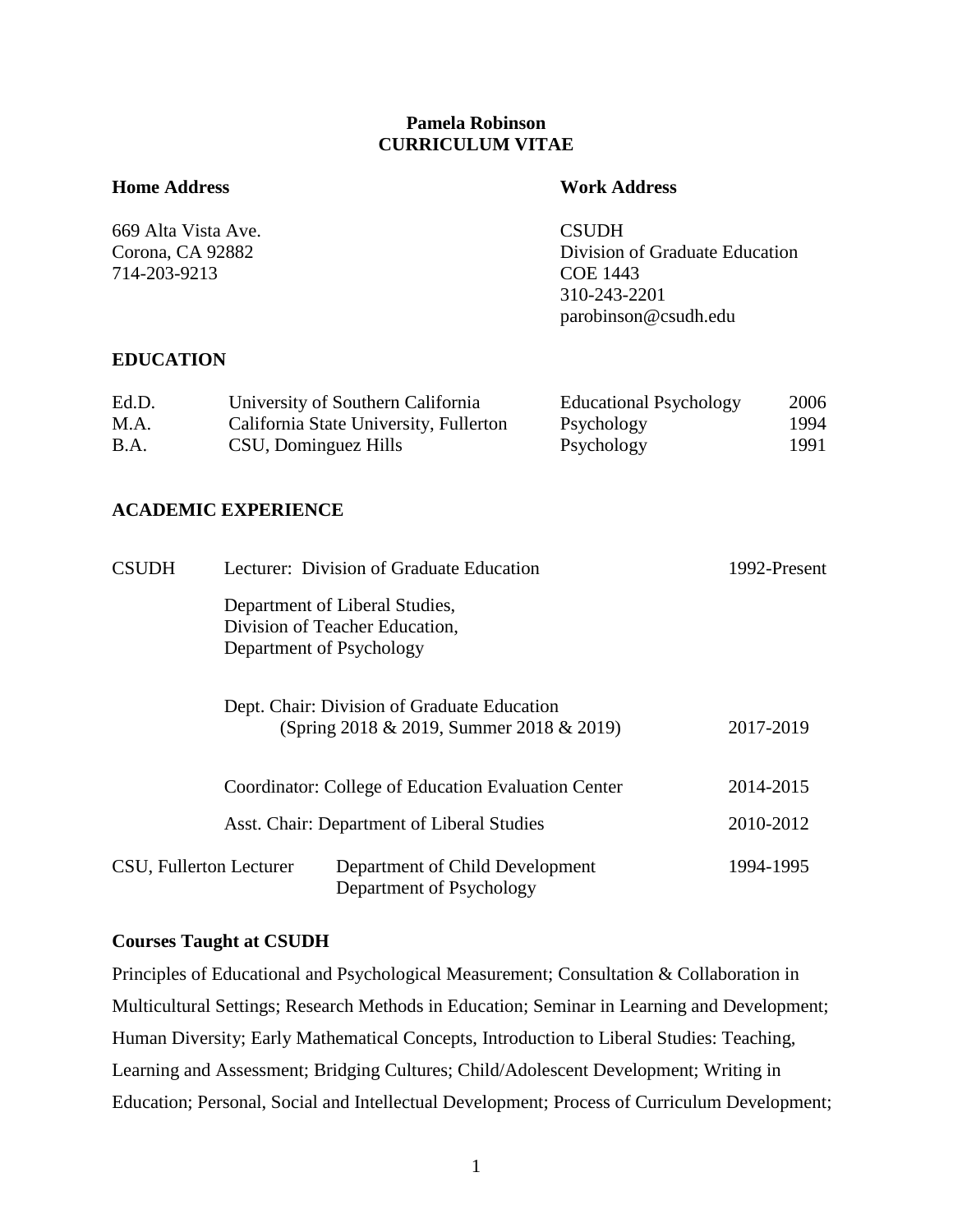**Pamela Robinson**
**CURRICULUM VITAE**

| **Home Address** | **Work Address** |
|---|---|
| 669 Alta Vista Ave. | CSUDH |
| Corona, CA 92882 | Division of Graduate Education |
| 714-203-9213 | COE 1443 |
| | 310-243-2201 |
| | parobinson@csudh.edu |

## EDUCATION

| | | | |
|---|---|---|---|
| Ed.D. | University of Southern California | Educational Psychology | 2006 |
| M.A. | California State University, Fullerton | Psychology | 1994 |
| B.A. | CSU, Dominguez Hills | Psychology | 1991 |

## ACADEMIC EXPERIENCE

| | | |
|---|---|---|
| CSUDH | Lecturer: Division of Graduate Education | 1992-Present |
| | Department of Liberal Studies, Division of Teacher Education, Department of Psychology | |
| | Dept. Chair: Division of Graduate Education (Spring 2018 & 2019, Summer 2018 & 2019) | 2017-2019 |
| | Coordinator: College of Education Evaluation Center | 2014-2015 |
| | Asst. Chair: Department of Liberal Studies | 2010-2012 |
| CSU, Fullerton Lecturer | Department of Child Development, Department of Psychology | 1994-1995 |

### Courses Taught at CSUDH

Principles of Educational and Psychological Measurement; Consultation & Collaboration in Multicultural Settings; Research Methods in Education; Seminar in Learning and Development; Human Diversity; Early Mathematical Concepts, Introduction to Liberal Studies: Teaching, Learning and Assessment; Bridging Cultures; Child/Adolescent Development; Writing in Education; Personal, Social and Intellectual Development; Process of Curriculum Development;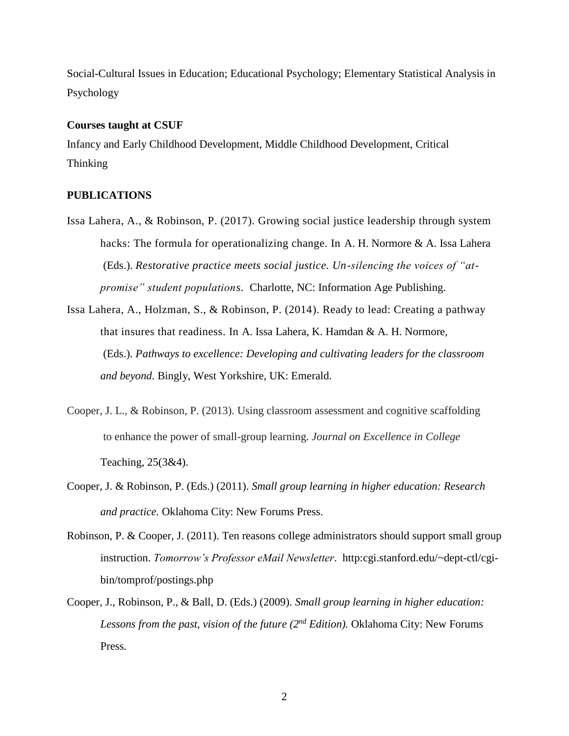Social-Cultural Issues in Education; Educational Psychology; Elementary Statistical Analysis in Psychology

**Courses taught at CSUF**

Infancy and Early Childhood Development, Middle Childhood Development, Critical Thinking

**PUBLICATIONS**

Issa Lahera, A., & Robinson, P. (2017). Growing social justice leadership through system hacks: The formula for operationalizing change. In A. H. Normore & A. Issa Lahera (Eds.). *Restorative practice meets social justice. Un-silencing the voices of "at-promise" student populations*. Charlotte, NC: Information Age Publishing.

Issa Lahera, A., Holzman, S., & Robinson, P. (2014). Ready to lead: Creating a pathway that insures that readiness. In A. Issa Lahera, K. Hamdan & A. H. Normore, (Eds.). *Pathways to excellence: Developing and cultivating leaders for the classroom and beyond*. Bingly, West Yorkshire, UK: Emerald.

Cooper, J. L., & Robinson, P. (2013). Using classroom assessment and cognitive scaffolding to enhance the power of small-group learning. *Journal on Excellence in College* Teaching, 25(3&4).

Cooper, J. & Robinson, P. (Eds.) (2011). *Small group learning in higher education: Research and practice.* Oklahoma City: New Forums Press.

Robinson, P. & Cooper, J. (2011). Ten reasons college administrators should support small group instruction. *Tomorrow's Professor eMail Newsletter*. http:cgi.stanford.edu/~dept-ctl/cgi-bin/tomprof/postings.php

Cooper, J., Robinson, P., & Ball, D. (Eds.) (2009). *Small group learning in higher education: Lessons from the past, vision of the future (2nd Edition).* Oklahoma City: New Forums Press.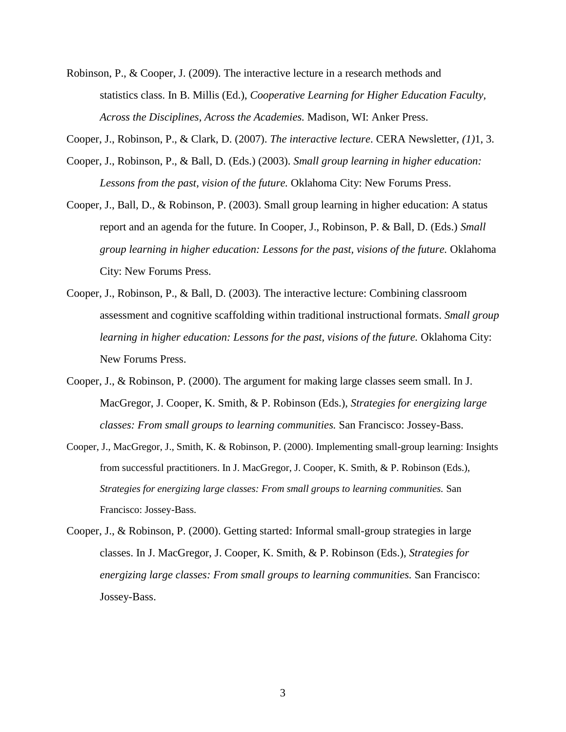Robinson, P., & Cooper, J. (2009). The interactive lecture in a research methods and statistics class. In B. Millis (Ed.), *Cooperative Learning for Higher Education Faculty, Across the Disciplines, Across the Academies.* Madison, WI: Anker Press.

Cooper, J., Robinson, P., & Clark, D. (2007). *The interactive lecture*. CERA Newsletter, *(1)*1, 3.

Cooper, J., Robinson, P., & Ball, D. (Eds.) (2003). *Small group learning in higher education: Lessons from the past, vision of the future.* Oklahoma City: New Forums Press.

Cooper, J., Ball, D., & Robinson, P. (2003). Small group learning in higher education: A status report and an agenda for the future. In Cooper, J., Robinson, P. & Ball, D. (Eds.) *Small group learning in higher education: Lessons for the past, visions of the future.* Oklahoma City: New Forums Press.

Cooper, J., Robinson, P., & Ball, D. (2003). The interactive lecture: Combining classroom assessment and cognitive scaffolding within traditional instructional formats. *Small group learning in higher education: Lessons for the past, visions of the future.* Oklahoma City: New Forums Press.

Cooper, J., & Robinson, P. (2000). The argument for making large classes seem small. In J. MacGregor, J. Cooper, K. Smith, & P. Robinson (Eds.), *Strategies for energizing large classes: From small groups to learning communities.* San Francisco: Jossey-Bass.

Cooper, J., MacGregor, J., Smith, K. & Robinson, P. (2000). Implementing small-group learning: Insights from successful practitioners. In J. MacGregor, J. Cooper, K. Smith, & P. Robinson (Eds.), *Strategies for energizing large classes: From small groups to learning communities.* San Francisco: Jossey-Bass.

Cooper, J., & Robinson, P. (2000). Getting started: Informal small-group strategies in large classes. In J. MacGregor, J. Cooper, K. Smith, & P. Robinson (Eds.), *Strategies for energizing large classes: From small groups to learning communities.* San Francisco: Jossey-Bass.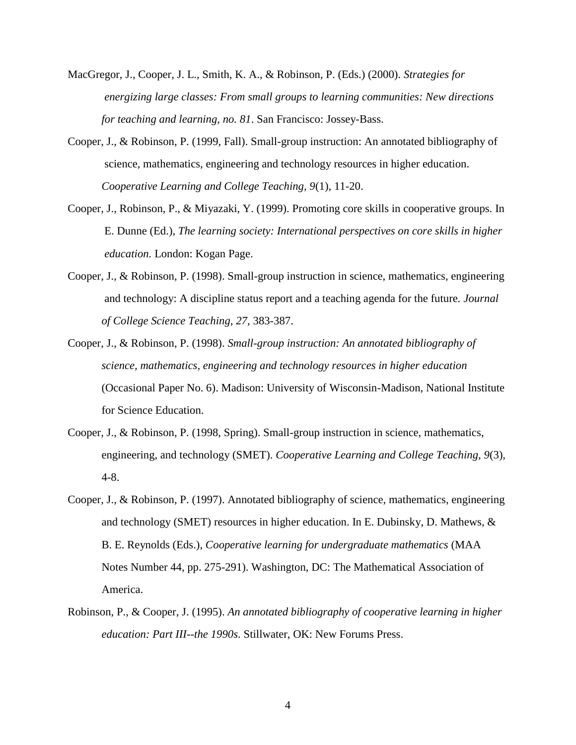MacGregor, J., Cooper, J. L., Smith, K. A., & Robinson, P. (Eds.) (2000). *Strategies for energizing large classes: From small groups to learning communities: New directions for teaching and learning, no. 81*. San Francisco: Jossey-Bass.

Cooper, J., & Robinson, P. (1999, Fall). Small-group instruction: An annotated bibliography of science, mathematics, engineering and technology resources in higher education. *Cooperative Learning and College Teaching, 9*(1), 11-20.

Cooper, J., Robinson, P., & Miyazaki, Y. (1999). Promoting core skills in cooperative groups. In E. Dunne (Ed.), *The learning society: International perspectives on core skills in higher education.* London: Kogan Page.

Cooper, J., & Robinson, P. (1998). Small-group instruction in science, mathematics, engineering and technology: A discipline status report and a teaching agenda for the future. *Journal of College Science Teaching, 27*, 383-387.

Cooper, J., & Robinson, P. (1998). *Small-group instruction: An annotated bibliography of science, mathematics, engineering and technology resources in higher education* (Occasional Paper No. 6). Madison: University of Wisconsin-Madison, National Institute for Science Education.

Cooper, J., & Robinson, P. (1998, Spring). Small-group instruction in science, mathematics, engineering, and technology (SMET). *Cooperative Learning and College Teaching, 9*(3), 4-8.

Cooper, J., & Robinson, P. (1997). Annotated bibliography of science, mathematics, engineering and technology (SMET) resources in higher education. In E. Dubinsky, D. Mathews, & B. E. Reynolds (Eds.), *Cooperative learning for undergraduate mathematics* (MAA Notes Number 44, pp. 275-291). Washington, DC: The Mathematical Association of America.

Robinson, P., & Cooper, J. (1995). *An annotated bibliography of cooperative learning in higher education: Part III--the 1990s*. Stillwater, OK: New Forums Press.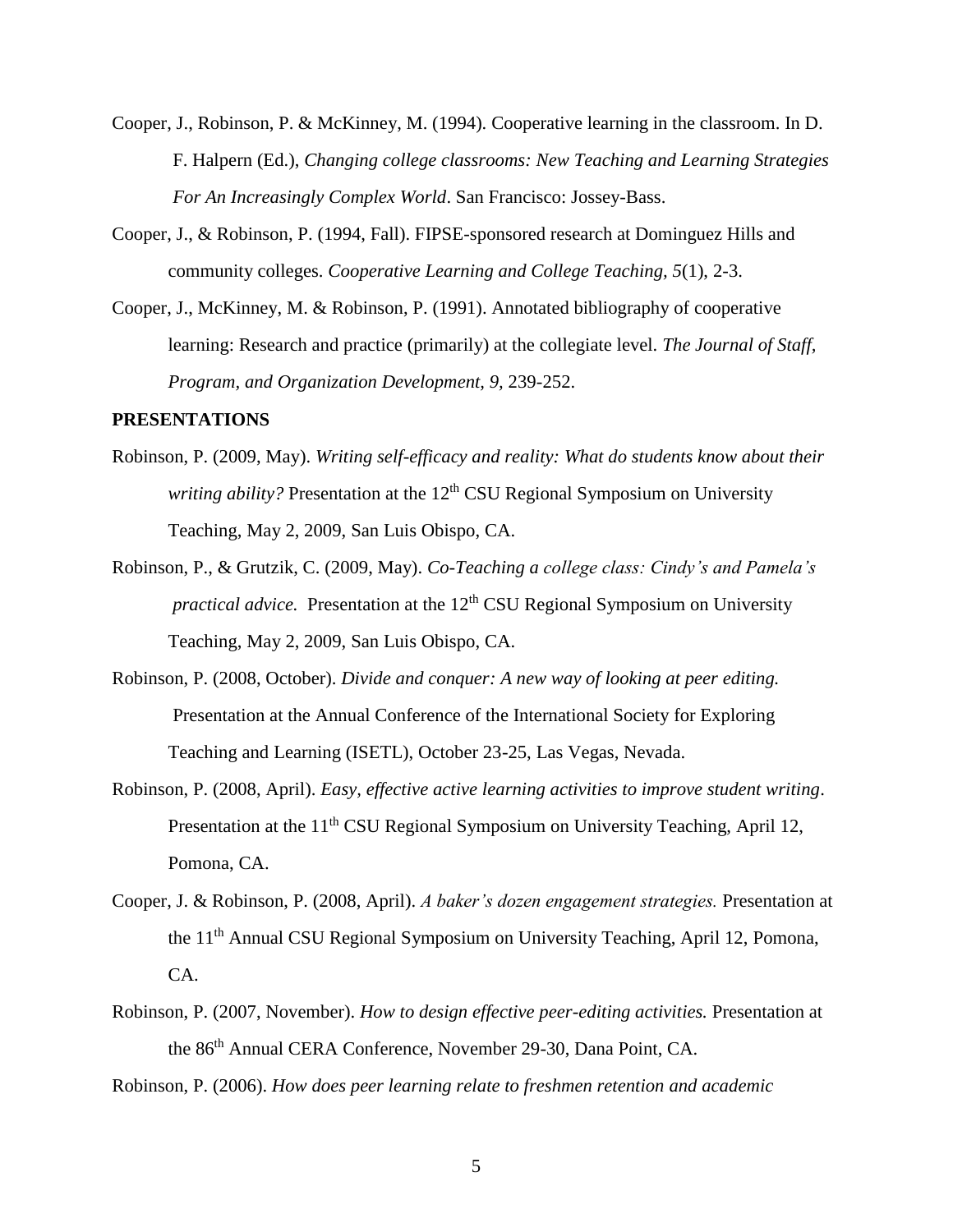Cooper, J., Robinson, P. & McKinney, M. (1994). Cooperative learning in the classroom. In D. F. Halpern (Ed.), *Changing college classrooms: New Teaching and Learning Strategies For An Increasingly Complex World*. San Francisco: Jossey-Bass.

Cooper, J., & Robinson, P. (1994, Fall). FIPSE-sponsored research at Dominguez Hills and community colleges. *Cooperative Learning and College Teaching, 5*(1), 2-3.

Cooper, J., McKinney, M. & Robinson, P. (1991). Annotated bibliography of cooperative learning: Research and practice (primarily) at the collegiate level. *The Journal of Staff, Program, and Organization Development, 9,* 239-252.

**PRESENTATIONS**

Robinson, P. (2009, May). *Writing self-efficacy and reality: What do students know about their writing ability?* Presentation at the 12th CSU Regional Symposium on University Teaching, May 2, 2009, San Luis Obispo, CA.

Robinson, P., & Grutzik, C. (2009, May). *Co-Teaching a college class: Cindy's and Pamela's practical advice.* Presentation at the 12th CSU Regional Symposium on University Teaching, May 2, 2009, San Luis Obispo, CA.

Robinson, P. (2008, October). *Divide and conquer: A new way of looking at peer editing.* Presentation at the Annual Conference of the International Society for Exploring Teaching and Learning (ISETL), October 23-25, Las Vegas, Nevada.

Robinson, P. (2008, April). *Easy, effective active learning activities to improve student writing*. Presentation at the 11th CSU Regional Symposium on University Teaching, April 12, Pomona, CA.

Cooper, J. & Robinson, P. (2008, April). *A baker's dozen engagement strategies.* Presentation at the 11th Annual CSU Regional Symposium on University Teaching, April 12, Pomona, CA.

Robinson, P. (2007, November). *How to design effective peer-editing activities.* Presentation at the 86th Annual CERA Conference, November 29-30, Dana Point, CA.

Robinson, P. (2006). *How does peer learning relate to freshmen retention and academic*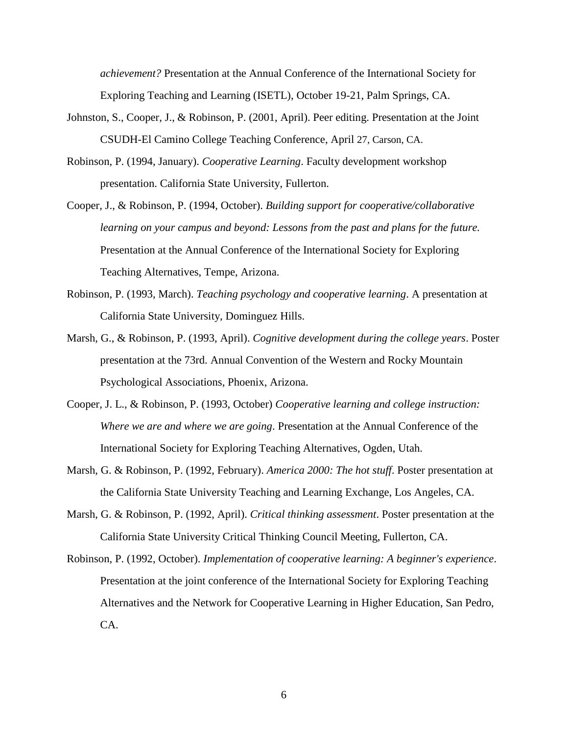*achievement?* Presentation at the Annual Conference of the International Society for Exploring Teaching and Learning (ISETL), October 19-21, Palm Springs, CA.

Johnston, S., Cooper, J., & Robinson, P. (2001, April). Peer editing. Presentation at the Joint CSUDH-El Camino College Teaching Conference, April 27, Carson, CA.

Robinson, P. (1994, January). *Cooperative Learning*. Faculty development workshop presentation. California State University, Fullerton.

Cooper, J., & Robinson, P. (1994, October). *Building support for cooperative/collaborative learning on your campus and beyond: Lessons from the past and plans for the future.* Presentation at the Annual Conference of the International Society for Exploring Teaching Alternatives, Tempe, Arizona.

Robinson, P. (1993, March). *Teaching psychology and cooperative learning*. A presentation at California State University, Dominguez Hills.

Marsh, G., & Robinson, P. (1993, April). *Cognitive development during the college years*. Poster presentation at the 73rd. Annual Convention of the Western and Rocky Mountain Psychological Associations, Phoenix, Arizona.

Cooper, J. L., & Robinson, P. (1993, October) *Cooperative learning and college instruction: Where we are and where we are going*. Presentation at the Annual Conference of the International Society for Exploring Teaching Alternatives, Ogden, Utah.

Marsh, G. & Robinson, P. (1992, February). *America 2000: The hot stuff*. Poster presentation at the California State University Teaching and Learning Exchange, Los Angeles, CA.

Marsh, G. & Robinson, P. (1992, April). *Critical thinking assessment*. Poster presentation at the California State University Critical Thinking Council Meeting, Fullerton, CA.

Robinson, P. (1992, October). *Implementation of cooperative learning: A beginner's experience*. Presentation at the joint conference of the International Society for Exploring Teaching Alternatives and the Network for Cooperative Learning in Higher Education, San Pedro, CA.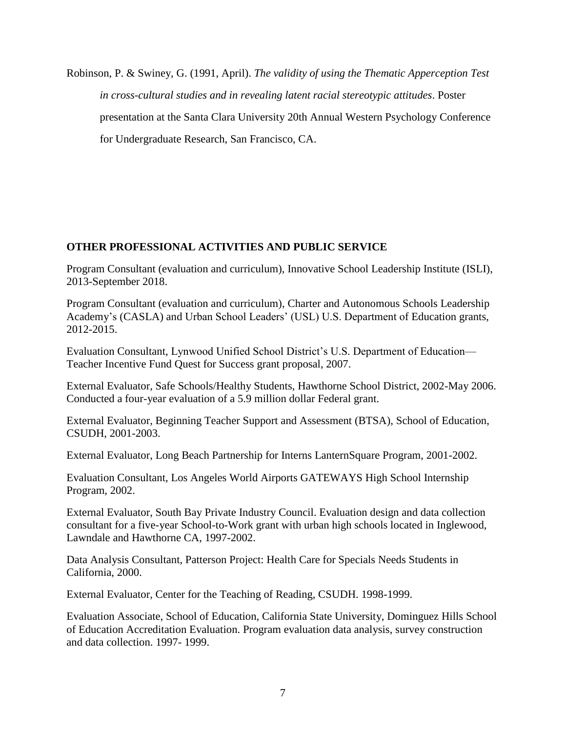Robinson, P. & Swiney, G. (1991, April). *The validity of using the Thematic Apperception Test in cross-cultural studies and in revealing latent racial stereotypic attitudes*. Poster presentation at the Santa Clara University 20th Annual Western Psychology Conference for Undergraduate Research, San Francisco, CA.

## OTHER PROFESSIONAL ACTIVITIES AND PUBLIC SERVICE

Program Consultant (evaluation and curriculum), Innovative School Leadership Institute (ISLI), 2013-September 2018.

Program Consultant (evaluation and curriculum), Charter and Autonomous Schools Leadership Academy's (CASLA) and Urban School Leaders' (USL) U.S. Department of Education grants, 2012-2015.

Evaluation Consultant, Lynwood Unified School District's U.S. Department of Education—Teacher Incentive Fund Quest for Success grant proposal, 2007.

External Evaluator, Safe Schools/Healthy Students, Hawthorne School District, 2002-May 2006. Conducted a four-year evaluation of a 5.9 million dollar Federal grant.

External Evaluator, Beginning Teacher Support and Assessment (BTSA), School of Education, CSUDH, 2001-2003.

External Evaluator, Long Beach Partnership for Interns LanternSquare Program, 2001-2002.

Evaluation Consultant, Los Angeles World Airports GATEWAYS High School Internship Program, 2002.

External Evaluator, South Bay Private Industry Council. Evaluation design and data collection consultant for a five-year School-to-Work grant with urban high schools located in Inglewood, Lawndale and Hawthorne CA, 1997-2002.

Data Analysis Consultant, Patterson Project: Health Care for Specials Needs Students in California, 2000.

External Evaluator, Center for the Teaching of Reading, CSUDH. 1998-1999.

Evaluation Associate, School of Education, California State University, Dominguez Hills School of Education Accreditation Evaluation. Program evaluation data analysis, survey construction and data collection. 1997- 1999.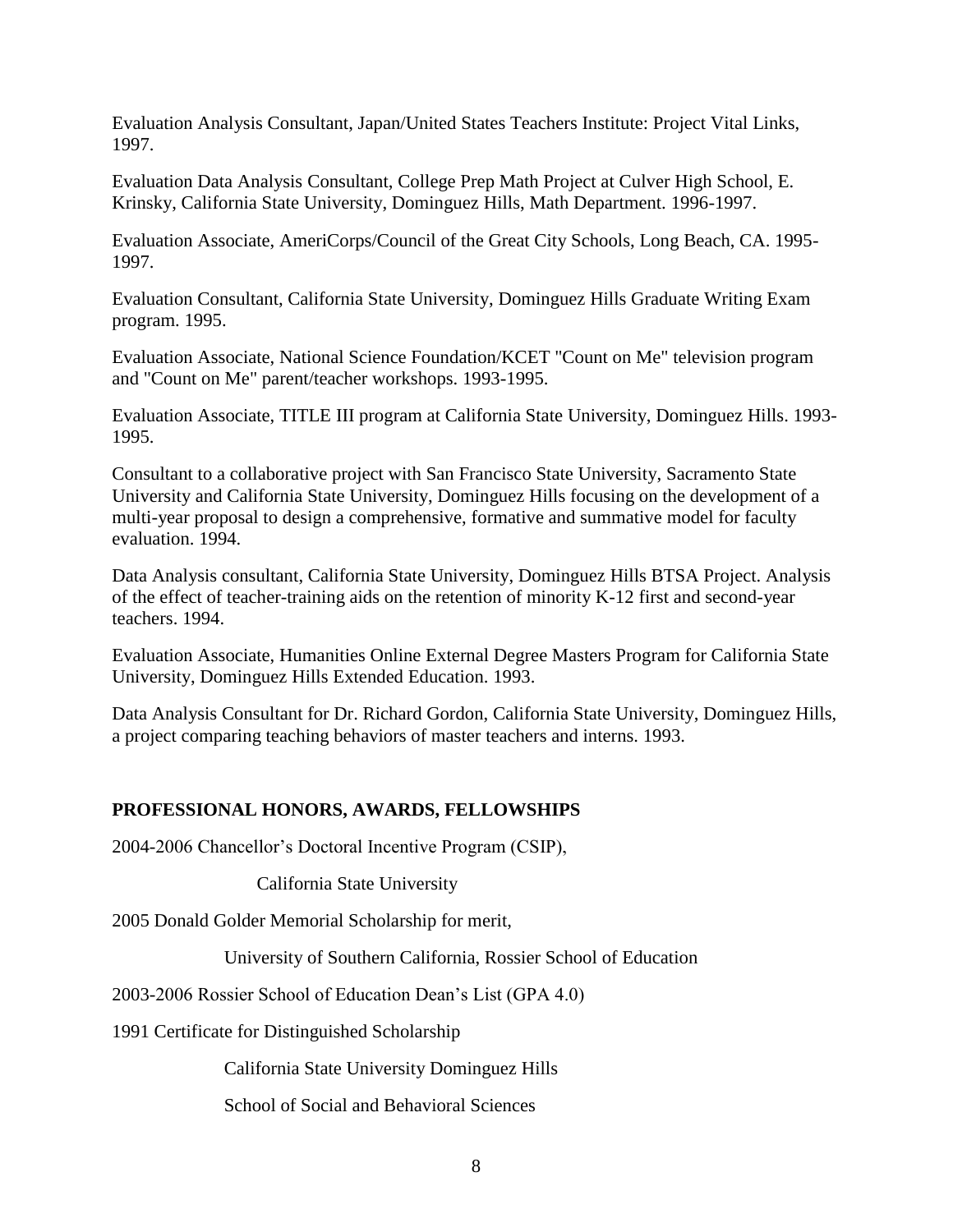Evaluation Analysis Consultant, Japan/United States Teachers Institute: Project Vital Links, 1997.

Evaluation Data Analysis Consultant, College Prep Math Project at Culver High School, E. Krinsky, California State University, Dominguez Hills, Math Department. 1996-1997.

Evaluation Associate, AmeriCorps/Council of the Great City Schools, Long Beach, CA. 1995-1997.

Evaluation Consultant, California State University, Dominguez Hills Graduate Writing Exam program. 1995.

Evaluation Associate, National Science Foundation/KCET "Count on Me" television program and "Count on Me" parent/teacher workshops. 1993-1995.

Evaluation Associate, TITLE III program at California State University, Dominguez Hills. 1993-1995.

Consultant to a collaborative project with San Francisco State University, Sacramento State University and California State University, Dominguez Hills focusing on the development of a multi-year proposal to design a comprehensive, formative and summative model for faculty evaluation. 1994.

Data Analysis consultant, California State University, Dominguez Hills BTSA Project. Analysis of the effect of teacher-training aids on the retention of minority K-12 first and second-year teachers. 1994.

Evaluation Associate, Humanities Online External Degree Masters Program for California State University, Dominguez Hills Extended Education. 1993.

Data Analysis Consultant for Dr. Richard Gordon, California State University, Dominguez Hills, a project comparing teaching behaviors of master teachers and interns. 1993.

## PROFESSIONAL HONORS, AWARDS, FELLOWSHIPS

2004-2006 Chancellor's Doctoral Incentive Program (CSIP),

California State University

2005 Donald Golder Memorial Scholarship for merit,

University of Southern California, Rossier School of Education

2003-2006 Rossier School of Education Dean's List (GPA 4.0)

1991 Certificate for Distinguished Scholarship

California State University Dominguez Hills

School of Social and Behavioral Sciences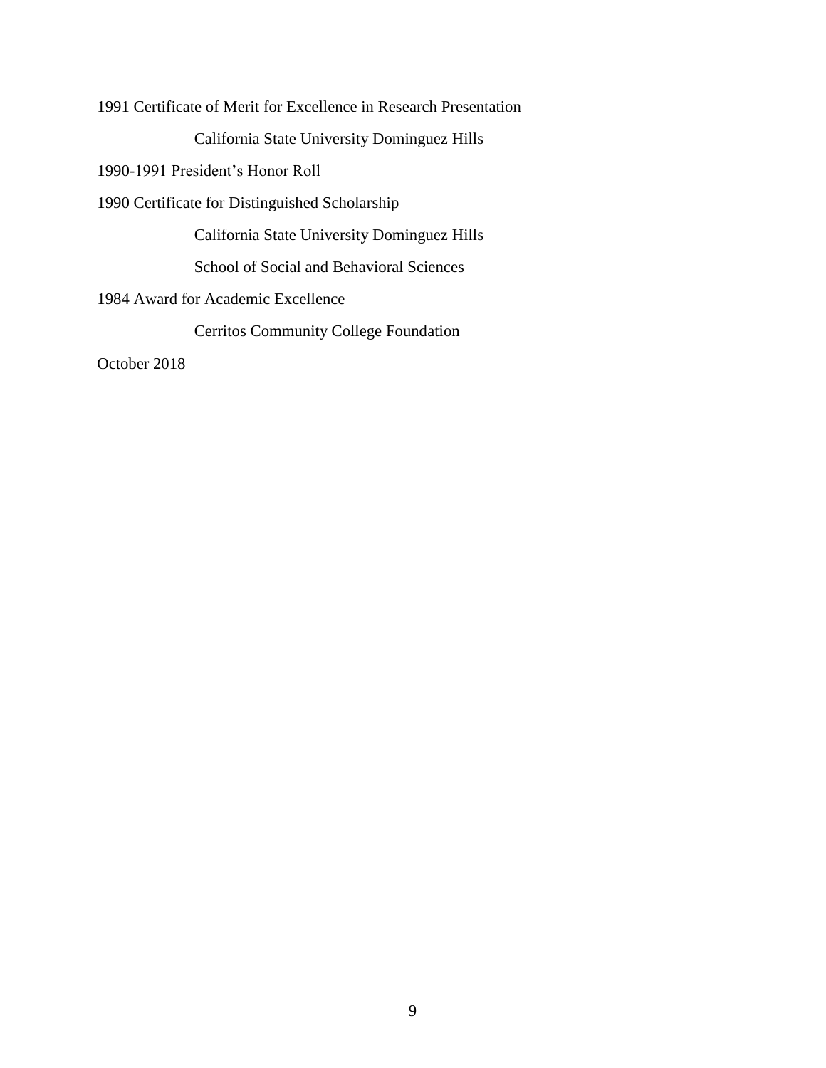1991 Certificate of Merit for Excellence in Research Presentation

California State University Dominguez Hills

1990-1991 President's Honor Roll

1990 Certificate for Distinguished Scholarship

California State University Dominguez Hills

School of Social and Behavioral Sciences

1984 Award for Academic Excellence

Cerritos Community College Foundation

October 2018